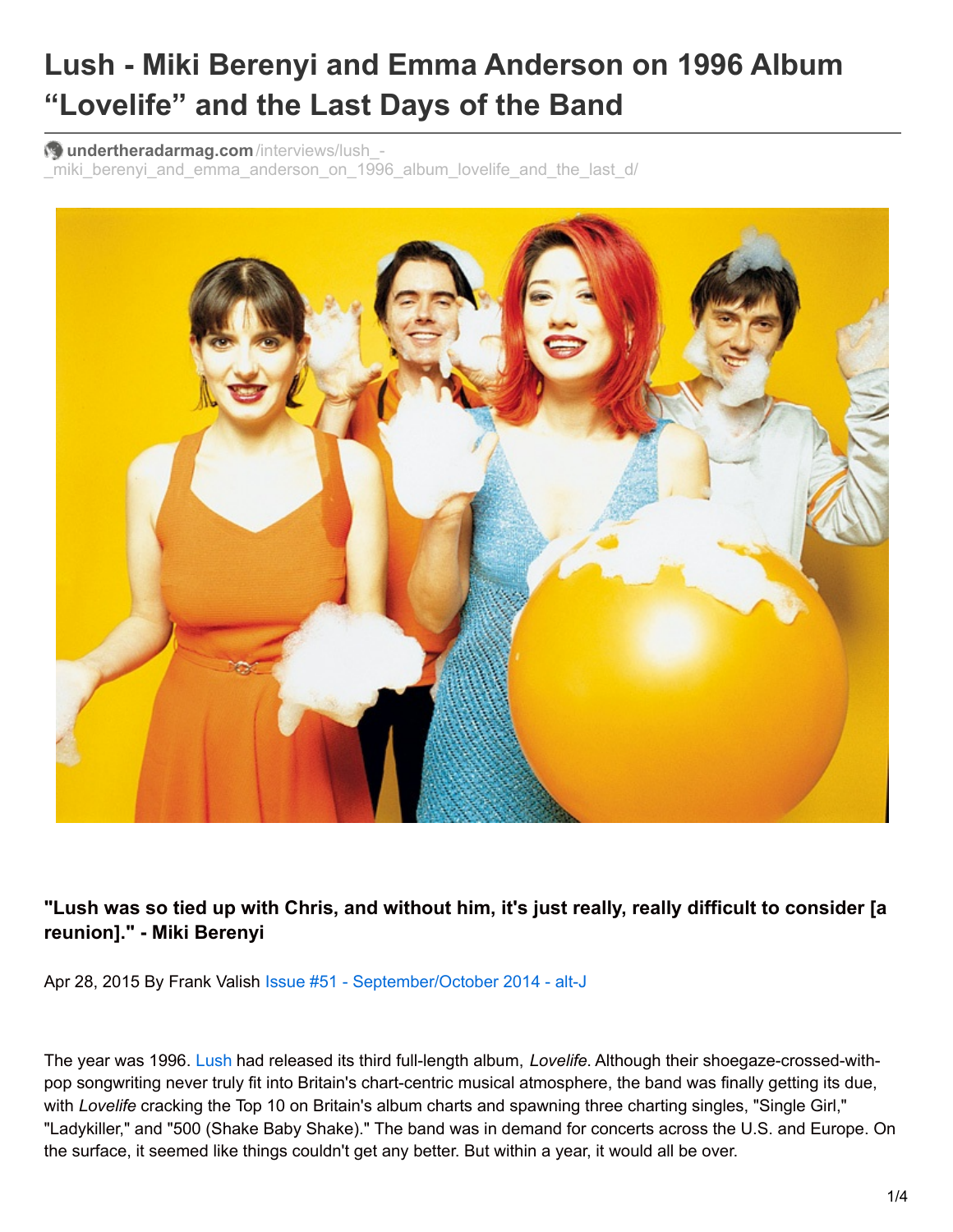# Lush - Miki Berenyi and Emma Anderson on 1996 Album "Lovelife" and the Last Days of the Band

undertheradarmag.com/interviews/lush_-_miki_berenyi_and_emma_anderson_on_1996_album_lovelife_and_the_last_d/

**"Lush was so tied up with Chris, and without him, it's just really, really difficult to consider [a reunion]." - Miki Berenyi**

Apr 28, 2015 By Frank Valish Issue #51 - September/October 2014 - alt-J

The year was 1996. Lush had released its third full-length album, *Lovelife*. Although their shoegaze-crossed-with-pop songwriting never truly fit into Britain's chart-centric musical atmosphere, the band was finally getting its due, with *Lovelife* cracking the Top 10 on Britain's album charts and spawning three charting singles, "Single Girl," "Ladykiller," and "500 (Shake Baby Shake)." The band was in demand for concerts across the U.S. and Europe. On the surface, it seemed like things couldn't get any better. But within a year, it would all be over.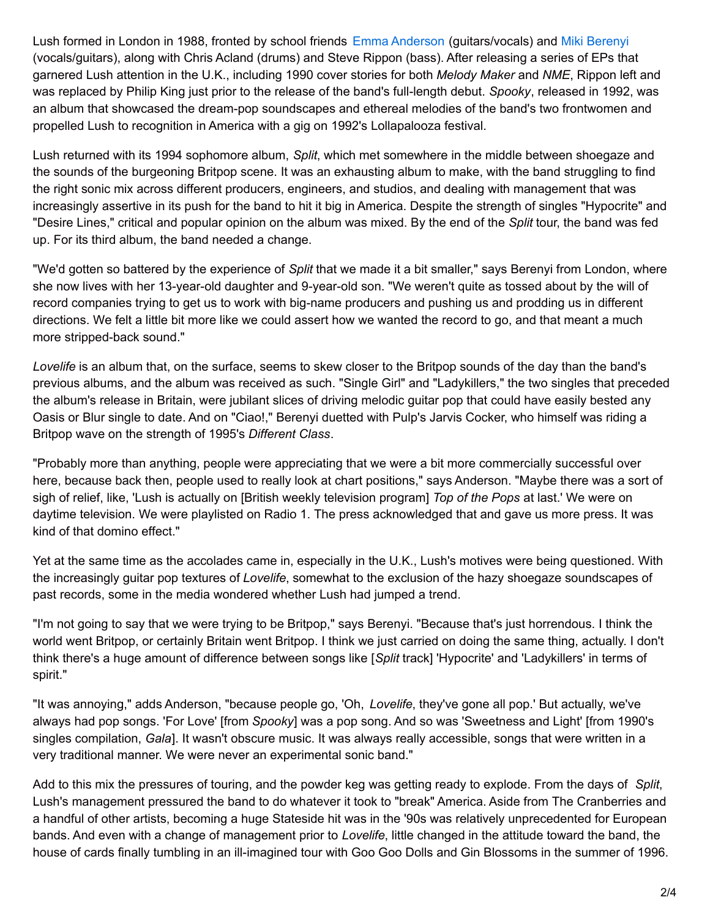Lush formed in London in 1988, fronted by school friends Emma Anderson (guitars/vocals) and Miki Berenyi (vocals/guitars), along with Chris Acland (drums) and Steve Rippon (bass). After releasing a series of EPs that garnered Lush attention in the U.K., including 1990 cover stories for both *Melody Maker* and *NME*, Rippon left and was replaced by Philip King just prior to the release of the band's full-length debut. *Spooky*, released in 1992, was an album that showcased the dream-pop soundscapes and ethereal melodies of the band's two frontwomen and propelled Lush to recognition in America with a gig on 1992's Lollapalooza festival.

Lush returned with its 1994 sophomore album, *Split*, which met somewhere in the middle between shoegaze and the sounds of the burgeoning Britpop scene. It was an exhausting album to make, with the band struggling to find the right sonic mix across different producers, engineers, and studios, and dealing with management that was increasingly assertive in its push for the band to hit it big in America. Despite the strength of singles "Hypocrite" and "Desire Lines," critical and popular opinion on the album was mixed. By the end of the *Split* tour, the band was fed up. For its third album, the band needed a change.

"We'd gotten so battered by the experience of *Split* that we made it a bit smaller," says Berenyi from London, where she now lives with her 13-year-old daughter and 9-year-old son. "We weren't quite as tossed about by the will of record companies trying to get us to work with big-name producers and pushing us and prodding us in different directions. We felt a little bit more like we could assert how we wanted the record to go, and that meant a much more stripped-back sound."

*Lovelife* is an album that, on the surface, seems to skew closer to the Britpop sounds of the day than the band's previous albums, and the album was received as such. "Single Girl" and "Ladykillers," the two singles that preceded the album's release in Britain, were jubilant slices of driving melodic guitar pop that could have easily bested any Oasis or Blur single to date. And on "Ciao!," Berenyi duetted with Pulp's Jarvis Cocker, who himself was riding a Britpop wave on the strength of 1995's *Different Class*.

"Probably more than anything, people were appreciating that we were a bit more commercially successful over here, because back then, people used to really look at chart positions," says Anderson. "Maybe there was a sort of sigh of relief, like, 'Lush is actually on [British weekly television program] *Top of the Pops* at last.' We were on daytime television. We were playlisted on Radio 1. The press acknowledged that and gave us more press. It was kind of that domino effect."

Yet at the same time as the accolades came in, especially in the U.K., Lush's motives were being questioned. With the increasingly guitar pop textures of *Lovelife*, somewhat to the exclusion of the hazy shoegaze soundscapes of past records, some in the media wondered whether Lush had jumped a trend.

"I'm not going to say that we were trying to be Britpop," says Berenyi. "Because that's just horrendous. I think the world went Britpop, or certainly Britain went Britpop. I think we just carried on doing the same thing, actually. I don't think there's a huge amount of difference between songs like [*Split* track] 'Hypocrite' and 'Ladykillers' in terms of spirit."

"It was annoying," adds Anderson, "because people go, 'Oh, *Lovelife*, they've gone all pop.' But actually, we've always had pop songs. 'For Love' [from *Spooky*] was a pop song. And so was 'Sweetness and Light' [from 1990's singles compilation, *Gala*]. It wasn't obscure music. It was always really accessible, songs that were written in a very traditional manner. We were never an experimental sonic band."

Add to this mix the pressures of touring, and the powder keg was getting ready to explode. From the days of *Split*, Lush's management pressured the band to do whatever it took to "break" America. Aside from The Cranberries and a handful of other artists, becoming a huge Stateside hit was in the '90s was relatively unprecedented for European bands. And even with a change of management prior to *Lovelife*, little changed in the attitude toward the band, the house of cards finally tumbling in an ill-imagined tour with Goo Goo Dolls and Gin Blossoms in the summer of 1996.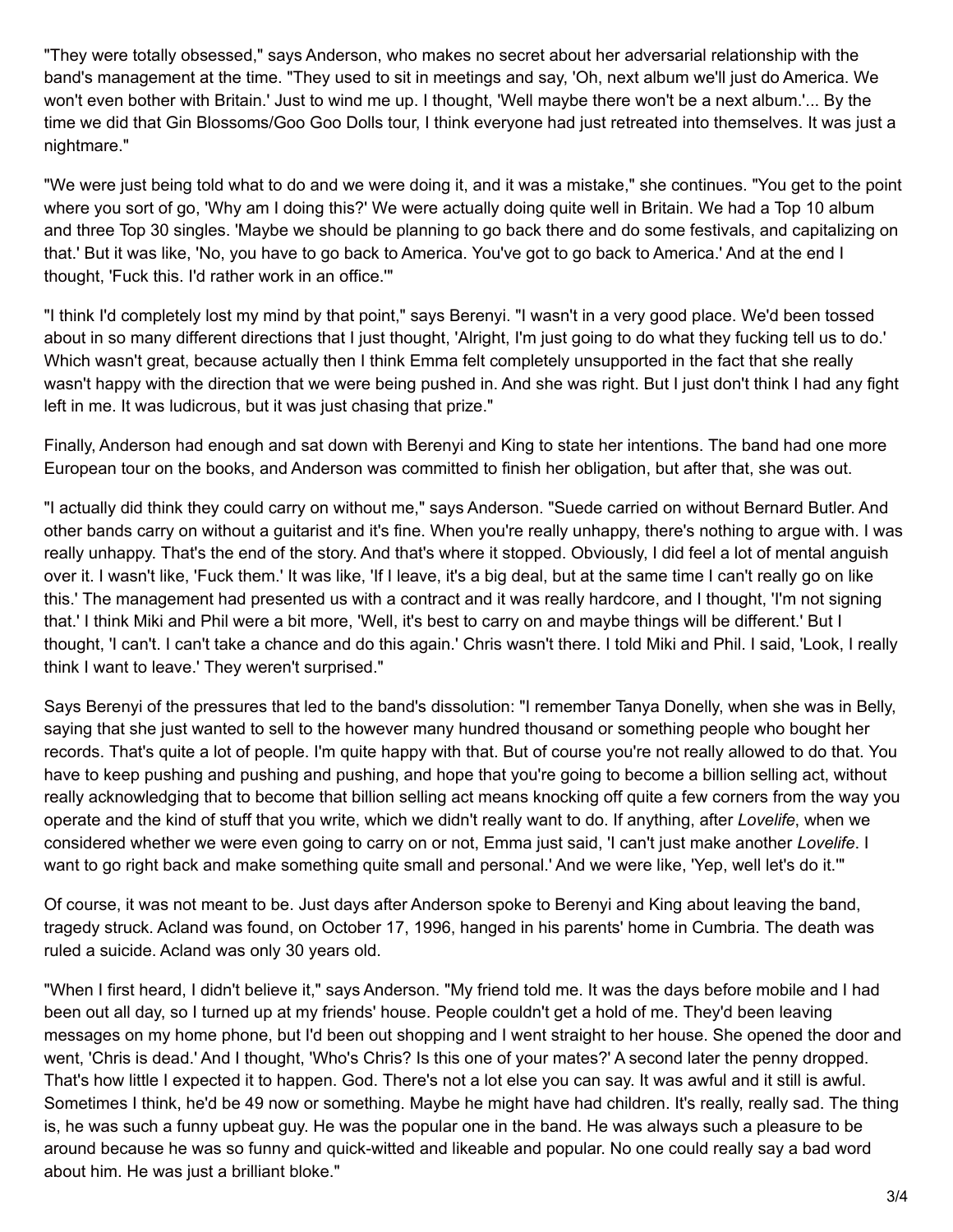"They were totally obsessed," says Anderson, who makes no secret about her adversarial relationship with the band's management at the time. "They used to sit in meetings and say, 'Oh, next album we'll just do America. We won't even bother with Britain.' Just to wind me up. I thought, 'Well maybe there won't be a next album.'... By the time we did that Gin Blossoms/Goo Goo Dolls tour, I think everyone had just retreated into themselves. It was just a nightmare."

"We were just being told what to do and we were doing it, and it was a mistake," she continues. "You get to the point where you sort of go, 'Why am I doing this?' We were actually doing quite well in Britain. We had a Top 10 album and three Top 30 singles. 'Maybe we should be planning to go back there and do some festivals, and capitalizing on that.' But it was like, 'No, you have to go back to America. You've got to go back to America.' And at the end I thought, 'Fuck this. I'd rather work in an office.'"

"I think I'd completely lost my mind by that point," says Berenyi. "I wasn't in a very good place. We'd been tossed about in so many different directions that I just thought, 'Alright, I'm just going to do what they fucking tell us to do.' Which wasn't great, because actually then I think Emma felt completely unsupported in the fact that she really wasn't happy with the direction that we were being pushed in. And she was right. But I just don't think I had any fight left in me. It was ludicrous, but it was just chasing that prize."

Finally, Anderson had enough and sat down with Berenyi and King to state her intentions. The band had one more European tour on the books, and Anderson was committed to finish her obligation, but after that, she was out.

"I actually did think they could carry on without me," says Anderson. "Suede carried on without Bernard Butler. And other bands carry on without a guitarist and it's fine. When you're really unhappy, there's nothing to argue with. I was really unhappy. That's the end of the story. And that's where it stopped. Obviously, I did feel a lot of mental anguish over it. I wasn't like, 'Fuck them.' It was like, 'If I leave, it's a big deal, but at the same time I can't really go on like this.' The management had presented us with a contract and it was really hardcore, and I thought, 'I'm not signing that.' I think Miki and Phil were a bit more, 'Well, it's best to carry on and maybe things will be different.' But I thought, 'I can't. I can't take a chance and do this again.' Chris wasn't there. I told Miki and Phil. I said, 'Look, I really think I want to leave.' They weren't surprised."

Says Berenyi of the pressures that led to the band's dissolution: "I remember Tanya Donelly, when she was in Belly, saying that she just wanted to sell to the however many hundred thousand or something people who bought her records. That's quite a lot of people. I'm quite happy with that. But of course you're not really allowed to do that. You have to keep pushing and pushing and pushing, and hope that you're going to become a billion selling act, without really acknowledging that to become that billion selling act means knocking off quite a few corners from the way you operate and the kind of stuff that you write, which we didn't really want to do. If anything, after *Lovelife*, when we considered whether we were even going to carry on or not, Emma just said, 'I can't just make another *Lovelife*. I want to go right back and make something quite small and personal.' And we were like, 'Yep, well let's do it.'"

Of course, it was not meant to be. Just days after Anderson spoke to Berenyi and King about leaving the band, tragedy struck. Acland was found, on October 17, 1996, hanged in his parents' home in Cumbria. The death was ruled a suicide. Acland was only 30 years old.

"When I first heard, I didn't believe it," says Anderson. "My friend told me. It was the days before mobile and I had been out all day, so I turned up at my friends' house. People couldn't get a hold of me. They'd been leaving messages on my home phone, but I'd been out shopping and I went straight to her house. She opened the door and went, 'Chris is dead.' And I thought, 'Who's Chris? Is this one of your mates?' A second later the penny dropped. That's how little I expected it to happen. God. There's not a lot else you can say. It was awful and it still is awful. Sometimes I think, he'd be 49 now or something. Maybe he might have had children. It's really, really sad. The thing is, he was such a funny upbeat guy. He was the popular one in the band. He was always such a pleasure to be around because he was so funny and quick-witted and likeable and popular. No one could really say a bad word about him. He was just a brilliant bloke."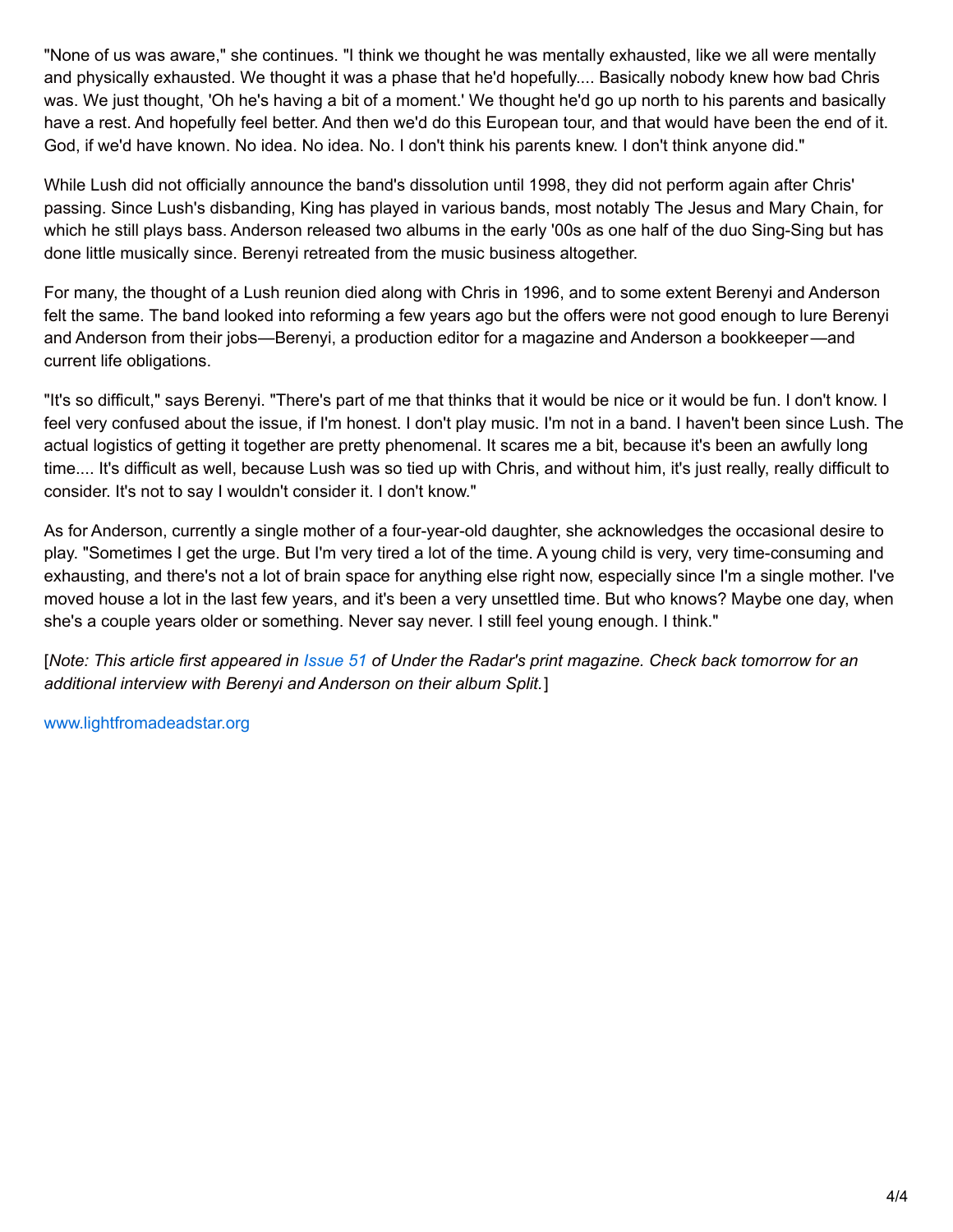"None of us was aware," she continues. "I think we thought he was mentally exhausted, like we all were mentally and physically exhausted. We thought it was a phase that he'd hopefully.... Basically nobody knew how bad Chris was. We just thought, 'Oh he's having a bit of a moment.' We thought he'd go up north to his parents and basically have a rest. And hopefully feel better. And then we'd do this European tour, and that would have been the end of it. God, if we'd have known. No idea. No idea. No. I don't think his parents knew. I don't think anyone did."

While Lush did not officially announce the band's dissolution until 1998, they did not perform again after Chris' passing. Since Lush's disbanding, King has played in various bands, most notably The Jesus and Mary Chain, for which he still plays bass. Anderson released two albums in the early '00s as one half of the duo Sing-Sing but has done little musically since. Berenyi retreated from the music business altogether.

For many, the thought of a Lush reunion died along with Chris in 1996, and to some extent Berenyi and Anderson felt the same. The band looked into reforming a few years ago but the offers were not good enough to lure Berenyi and Anderson from their jobs—Berenyi, a production editor for a magazine and Anderson a bookkeeper—and current life obligations.

"It's so difficult," says Berenyi. "There's part of me that thinks that it would be nice or it would be fun. I don't know. I feel very confused about the issue, if I'm honest. I don't play music. I'm not in a band. I haven't been since Lush. The actual logistics of getting it together are pretty phenomenal. It scares me a bit, because it's been an awfully long time.... It's difficult as well, because Lush was so tied up with Chris, and without him, it's just really, really difficult to consider. It's not to say I wouldn't consider it. I don't know."

As for Anderson, currently a single mother of a four-year-old daughter, she acknowledges the occasional desire to play. "Sometimes I get the urge. But I'm very tired a lot of the time. A young child is very, very time-consuming and exhausting, and there's not a lot of brain space for anything else right now, especially since I'm a single mother. I've moved house a lot in the last few years, and it's been a very unsettled time. But who knows? Maybe one day, when she's a couple years older or something. Never say never. I still feel young enough. I think."

[*Note: This article first appeared in Issue 51 of Under the Radar's print magazine. Check back tomorrow for an additional interview with Berenyi and Anderson on their album Split.*]

www.lightfromadeadstar.org